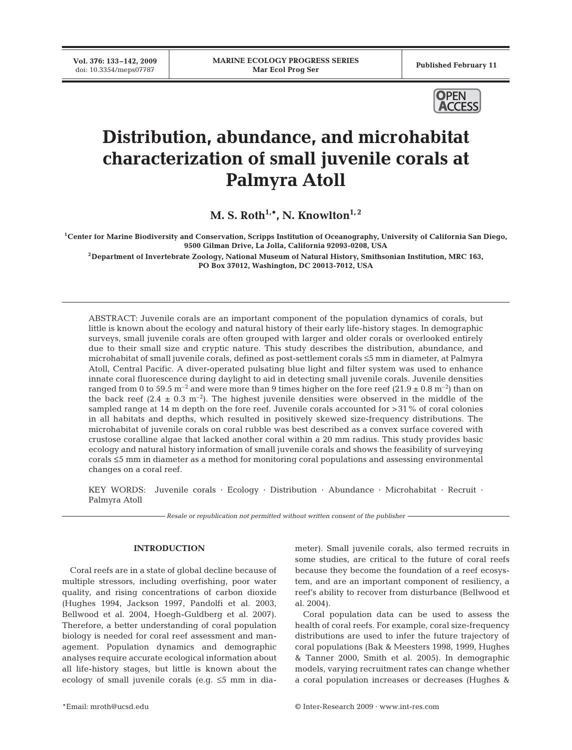# Distribution, abundance, and microhabitat characterization of small juvenile corals at Palmyra Atoll

**M. S. Roth[1,*], N. Knowlton[1,2]**

[1]Center for Marine Biodiversity and Conservation, Scripps Institution of Oceanography, University of California San Diego, 9500 Gilman Drive, La Jolla, California 92093-0208, USA

[2]Department of Invertebrate Zoology, National Museum of Natural History, Smithsonian Institution, MRC 163, PO Box 37012, Washington, DC 20013-7012, USA

ABSTRACT: Juvenile corals are an important component of the population dynamics of corals, but little is known about the ecology and natural history of their early life-history stages. In demographic surveys, small juvenile corals are often grouped with larger and older corals or overlooked entirely due to their small size and cryptic nature. This study describes the distribution, abundance, and microhabitat of small juvenile corals, defined as post-settlement corals ≤5 mm in diameter, at Palmyra Atoll, Central Pacific. A diver-operated pulsating blue light and filter system was used to enhance innate coral fluorescence during daylight to aid in detecting small juvenile corals. Juvenile densities ranged from 0 to 59.5 $m^{-2}$ and were more than 9 times higher on the fore reef ($21.9 \pm 0.8$ $m^{-2}$) than on the back reef ($2.4 \pm 0.3$ $m^{-2}$). The highest juvenile densities were observed in the middle of the sampled range at 14 m depth on the fore reef. Juvenile corals accounted for >31% of coral colonies in all habitats and depths, which resulted in positively skewed size-frequency distributions. The microhabitat of juvenile corals on coral rubble was best described as a convex surface covered with crustose coralline algae that lacked another coral within a 20 mm radius. This study provides basic ecology and natural history information of small juvenile corals and shows the feasibility of surveying corals ≤5 mm in diameter as a method for monitoring coral populations and assessing environmental changes on a coral reef.

KEY WORDS: Juvenile corals · Ecology · Distribution · Abundance · Microhabitat · Recruit · Palmyra Atoll

*Resale or republication not permitted without written consent of the publisher*

## INTRODUCTION

Coral reefs are in a state of global decline because of multiple stressors, including overfishing, poor water quality, and rising concentrations of carbon dioxide (Hughes 1994, Jackson 1997, Pandolfi et al. 2003, Bellwood et al. 2004, Hoegh-Guldberg et al. 2007). Therefore, a better understanding of coral population biology is needed for coral reef assessment and management. Population dynamics and demographic analyses require accurate ecological information about all life-history stages, but little is known about the ecology of small juvenile corals (e.g. ≤5 mm in diameter). Small juvenile corals, also termed recruits in some studies, are critical to the future of coral reefs because they become the foundation of a reef ecosystem, and are an important component of resiliency, a reef's ability to recover from disturbance (Bellwood et al. 2004).

Coral population data can be used to assess the health of coral reefs. For example, coral size-frequency distributions are used to infer the future trajectory of coral populations (Bak & Meesters 1998, 1999, Hughes & Tanner 2000, Smith et al. 2005). In demographic models, varying recruitment rates can change whether a coral population increases or decreases (Hughes &

*Email: mroth@ucsd.edu

© Inter-Research 2009 · www.int-res.com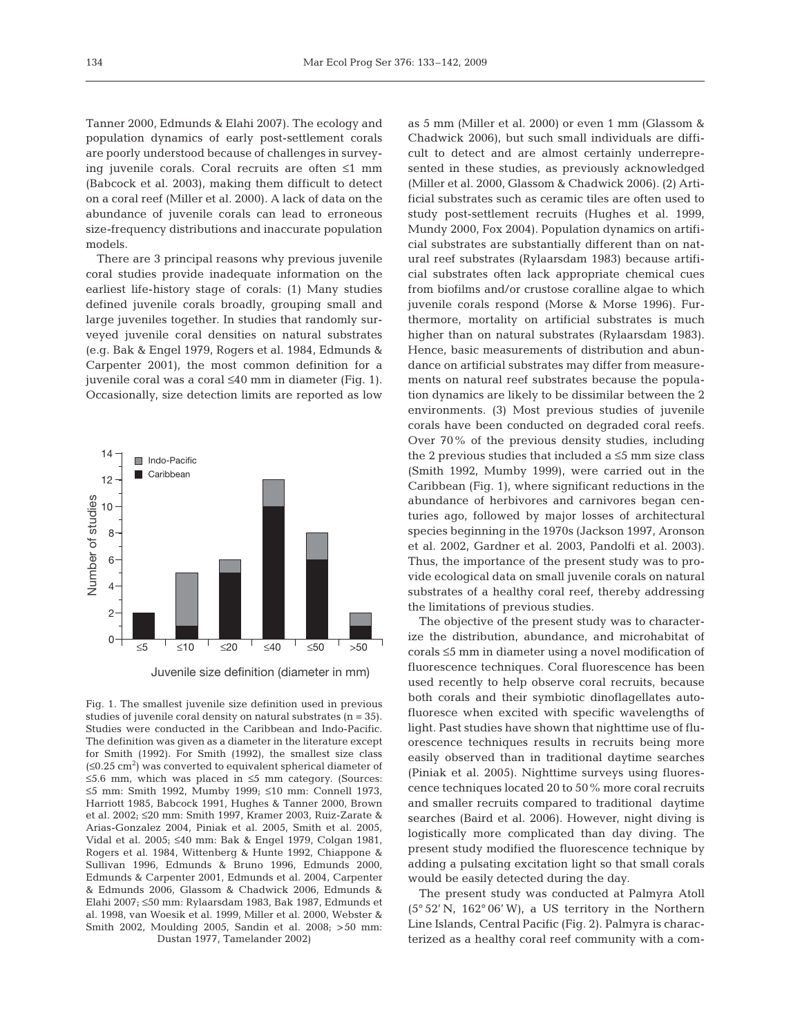Tanner 2000, Edmunds & Elahi 2007). The ecology and population dynamics of early post-settlement corals are poorly understood because of challenges in surveying juvenile corals. Coral recruits are often ≤1 mm (Babcock et al. 2003), making them difficult to detect on a coral reef (Miller et al. 2000). A lack of data on the abundance of juvenile corals can lead to erroneous size-frequency distributions and inaccurate population models.

There are 3 principal reasons why previous juvenile coral studies provide inadequate information on the earliest life-history stage of corals: (1) Many studies defined juvenile corals broadly, grouping small and large juveniles together. In studies that randomly surveyed juvenile coral densities on natural substrates (e.g. Bak & Engel 1979, Rogers et al. 1984, Edmunds & Carpenter 2001), the most common definition for a juvenile coral was a coral ≤40 mm in diameter (Fig. 1). Occasionally, size detection limits are reported as low as 5 mm (Miller et al. 2000) or even 1 mm (Glassom & Chadwick 2006), but such small individuals are difficult to detect and are almost certainly underrepresented in these studies, as previously acknowledged (Miller et al. 2000, Glassom & Chadwick 2006). (2) Artificial substrates such as ceramic tiles are often used to study post-settlement recruits (Hughes et al. 1999, Mundy 2000, Fox 2004). Population dynamics on artificial substrates are substantially different than on natural reef substrates (Rylaarsdam 1983) because artificial substrates often lack appropriate chemical cues from biofilms and/or crustose coralline algae to which juvenile corals respond (Morse & Morse 1996). Furthermore, mortality on artificial substrates is much higher than on natural substrates (Rylaarsdam 1983). Hence, basic measurements of distribution and abundance on artificial substrates may differ from measurements on natural reef substrates because the population dynamics are likely to be dissimilar between the 2 environments. (3) Most previous studies of juvenile corals have been conducted on degraded coral reefs. Over 70% of the previous density studies, including the 2 previous studies that included a ≤5 mm size class (Smith 1992, Mumby 1999), were carried out in the Caribbean (Fig. 1), where significant reductions in the abundance of herbivores and carnivores began centuries ago, followed by major losses of architectural species beginning in the 1970s (Jackson 1997, Aronson et al. 2002, Gardner et al. 2003, Pandolfi et al. 2003). Thus, the importance of the present study was to provide ecological data on small juvenile corals on natural substrates of a healthy coral reef, thereby addressing the limitations of previous studies.

Fig. 1. The smallest juvenile size definition used in previous studies of juvenile coral density on natural substrates (n = 35). Studies were conducted in the Caribbean and Indo-Pacific. The definition was given as a diameter in the literature except for Smith (1992). For Smith (1992), the smallest size class (≤0.25 $cm^2$) was converted to equivalent spherical diameter of ≤5.6 mm, which was placed in ≤5 mm category. (Sources: ≤5 mm: Smith 1992, Mumby 1999; ≤10 mm: Connell 1973, Harriott 1985, Babcock 1991, Hughes & Tanner 2000, Brown et al. 2002; ≤20 mm: Smith 1997, Kramer 2003, Ruiz-Zarate & Arias-Gonzalez 2004, Piniak et al. 2005, Smith et al. 2005, Vidal et al. 2005; ≤40 mm: Bak & Engel 1979, Colgan 1981, Rogers et al. 1984, Wittenberg & Hunte 1992, Chiappone & Sullivan 1996, Edmunds & Bruno 1996, Edmunds 2000, Edmunds & Carpenter 2001, Edmunds et al. 2004, Carpenter & Edmunds 2006, Glassom & Chadwick 2006, Edmunds & Elahi 2007; ≤50 mm: Rylaarsdam 1983, Bak 1987, Edmunds et al. 1998, van Woesik et al. 1999, Miller et al. 2000, Webster & Smith 2002, Moulding 2005, Sandin et al. 2008; >50 mm: Dustan 1977, Tamelander 2002)

The objective of the present study was to characterize the distribution, abundance, and microhabitat of corals ≤5 mm in diameter using a novel modification of fluorescence techniques. Coral fluorescence has been used recently to help observe coral recruits, because both corals and their symbiotic dinoflagellates autofluoresce when excited with specific wavelengths of light. Past studies have shown that nighttime use of fluorescence techniques results in recruits being more easily observed than in traditional daytime searches (Piniak et al. 2005). Nighttime surveys using fluorescence techniques located 20 to 50% more coral recruits and smaller recruits compared to traditional daytime searches (Baird et al. 2006). However, night diving is logistically more complicated than day diving. The present study modified the fluorescence technique by adding a pulsating excitation light so that small corals would be easily detected during the day.

The present study was conducted at Palmyra Atoll (5° 52′ N, 162° 06′ W), a US territory in the Northern Line Islands, Central Pacific (Fig. 2). Palmyra is characterized as a healthy coral reef community with a com-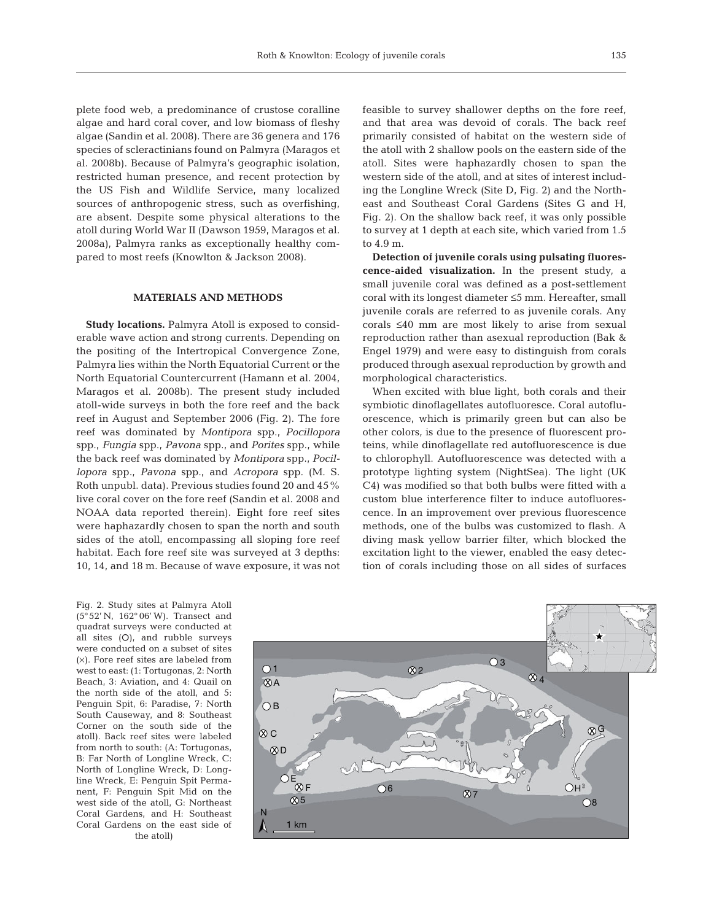plete food web, a predominance of crustose coralline algae and hard coral cover, and low biomass of fleshy algae (Sandin et al. 2008). There are 36 genera and 176 species of scleractinians found on Palmyra (Maragos et al. 2008b). Because of Palmyra's geographic isolation, restricted human presence, and recent protection by the US Fish and Wildlife Service, many localized sources of anthropogenic stress, such as overfishing, are absent. Despite some physical alterations to the atoll during World War II (Dawson 1959, Maragos et al. 2008a), Palmyra ranks as exceptionally healthy compared to most reefs (Knowlton & Jackson 2008).

## MATERIALS AND METHODS

**Study locations.** Palmyra Atoll is exposed to considerable wave action and strong currents. Depending on the positing of the Intertropical Convergence Zone, Palmyra lies within the North Equatorial Current or the North Equatorial Countercurrent (Hamann et al. 2004, Maragos et al. 2008b). The present study included atoll-wide surveys in both the fore reef and the back reef in August and September 2006 (Fig. 2). The fore reef was dominated by *Montipora* spp., *Pocillopora* spp., *Fungia* spp., *Pavona* spp., and *Porites* spp., while the back reef was dominated by *Montipora* spp., *Pocillopora* spp., *Pavona* spp., and *Acropora* spp. (M. S. Roth unpubl. data). Previous studies found 20 and 45% live coral cover on the fore reef (Sandin et al. 2008 and NOAA data reported therein). Eight fore reef sites were haphazardly chosen to span the north and south sides of the atoll, encompassing all sloping fore reef habitat. Each fore reef site was surveyed at 3 depths: 10, 14, and 18 m. Because of wave exposure, it was not feasible to survey shallower depths on the fore reef, and that area was devoid of corals. The back reef primarily consisted of habitat on the western side of the atoll with 2 shallow pools on the eastern side of the atoll. Sites were haphazardly chosen to span the western side of the atoll, and at sites of interest including the Longline Wreck (Site D, Fig. 2) and the Northeast and Southeast Coral Gardens (Sites G and H, Fig. 2). On the shallow back reef, it was only possible to survey at 1 depth at each site, which varied from 1.5 to 4.9 m.

**Detection of juvenile corals using pulsating fluorescence-aided visualization.** In the present study, a small juvenile coral was defined as a post-settlement coral with its longest diameter ≤5 mm. Hereafter, small juvenile corals are referred to as juvenile corals. Any corals ≤40 mm are most likely to arise from sexual reproduction rather than asexual reproduction (Bak & Engel 1979) and were easy to distinguish from corals produced through asexual reproduction by growth and morphological characteristics.

When excited with blue light, both corals and their symbiotic dinoflagellates autofluoresce. Coral autofluorescence, which is primarily green but can also be other colors, is due to the presence of fluorescent proteins, while dinoflagellate red autofluorescence is due to chlorophyll. Autofluorescence was detected with a prototype lighting system (NightSea). The light (UK C4) was modified so that both bulbs were fitted with a custom blue interference filter to induce autofluorescence. In an improvement over previous fluorescence methods, one of the bulbs was customized to flash. A diving mask yellow barrier filter, which blocked the excitation light to the viewer, enabled the easy detection of corals including those on all sides of surfaces

Fig. 2. Study sites at Palmyra Atoll (5° 52' N, 162° 06' W). Transect and quadrat surveys were conducted at all sites (○), and rubble surveys were conducted on a subset of sites (×). Fore reef sites are labeled from west to east: (1: Tortugonas, 2: North Beach, 3: Aviation, and 4: Quail on the north side of the atoll, and 5: Penguin Spit, 6: Paradise, 7: North South Causeway, and 8: Southeast Corner on the south side of the atoll). Back reef sites were labeled from north to south: (A: Tortugonas, B: Far North of Longline Wreck, C: North of Longline Wreck, D: Longline Wreck, E: Penguin Spit Permanent, F: Penguin Spit Mid on the west side of the atoll, G: Northeast Coral Gardens, and H: Southeast Coral Gardens on the east side of the atoll)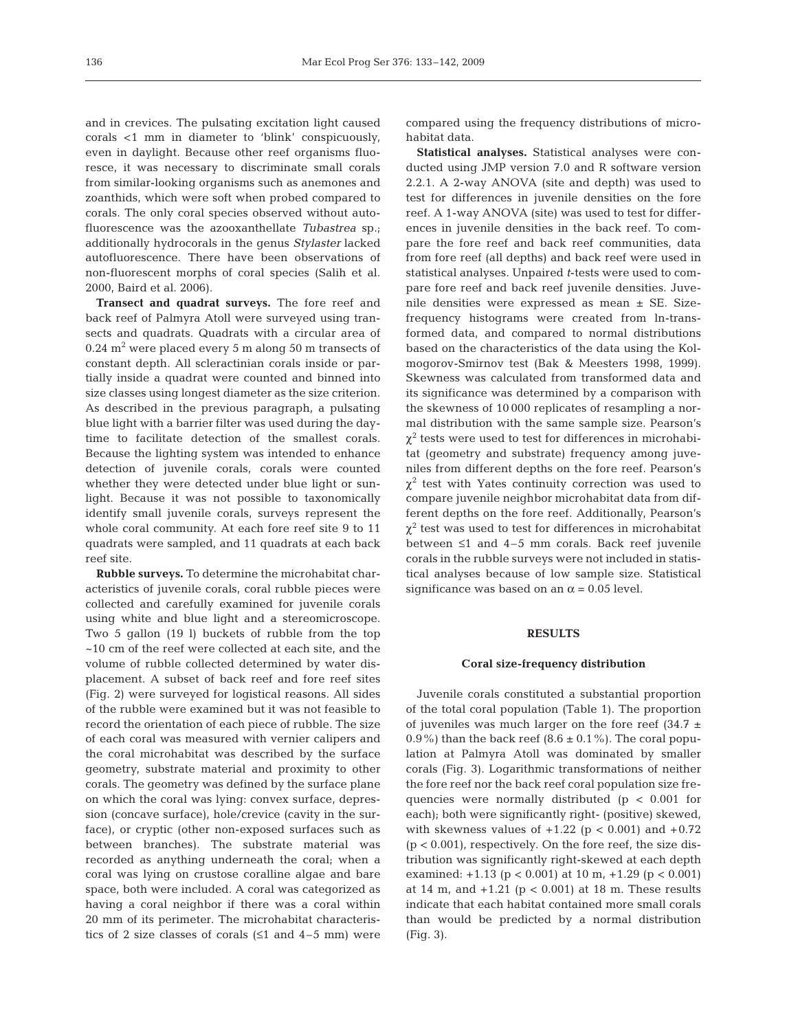and in crevices. The pulsating excitation light caused corals <1 mm in diameter to 'blink' conspicuously, even in daylight. Because other reef organisms fluoresce, it was necessary to discriminate small corals from similar-looking organisms such as anemones and zoanthids, which were soft when probed compared to corals. The only coral species observed without autofluorescence was the azooxanthellate *Tubastrea* sp.; additionally hydrocorals in the genus *Stylaster* lacked autofluorescence. There have been observations of non-fluorescent morphs of coral species (Salih et al. 2000, Baird et al. 2006).

**Transect and quadrat surveys.** The fore reef and back reef of Palmyra Atoll were surveyed using transects and quadrats. Quadrats with a circular area of 0.24 $m^2$ were placed every 5 m along 50 m transects of constant depth. All scleractinian corals inside or partially inside a quadrat were counted and binned into size classes using longest diameter as the size criterion. As described in the previous paragraph, a pulsating blue light with a barrier filter was used during the daytime to facilitate detection of the smallest corals. Because the lighting system was intended to enhance detection of juvenile corals, corals were counted whether they were detected under blue light or sunlight. Because it was not possible to taxonomically identify small juvenile corals, surveys represent the whole coral community. At each fore reef site 9 to 11 quadrats were sampled, and 11 quadrats at each back reef site.

**Rubble surveys.** To determine the microhabitat characteristics of juvenile corals, coral rubble pieces were collected and carefully examined for juvenile corals using white and blue light and a stereomicroscope. Two 5 gallon (19 l) buckets of rubble from the top ~10 cm of the reef were collected at each site, and the volume of rubble collected determined by water displacement. A subset of back reef and fore reef sites (Fig. 2) were surveyed for logistical reasons. All sides of the rubble were examined but it was not feasible to record the orientation of each piece of rubble. The size of each coral was measured with vernier calipers and the coral microhabitat was described by the surface geometry, substrate material and proximity to other corals. The geometry was defined by the surface plane on which the coral was lying: convex surface, depression (concave surface), hole/crevice (cavity in the surface), or cryptic (other non-exposed surfaces such as between branches). The substrate material was recorded as anything underneath the coral; when a coral was lying on crustose coralline algae and bare space, both were included. A coral was categorized as having a coral neighbor if there was a coral within 20 mm of its perimeter. The microhabitat characteristics of 2 size classes of corals (≤1 and 4–5 mm) were compared using the frequency distributions of microhabitat data.

**Statistical analyses.** Statistical analyses were conducted using JMP version 7.0 and R software version 2.2.1. A 2-way ANOVA (site and depth) was used to test for differences in juvenile densities on the fore reef. A 1-way ANOVA (site) was used to test for differences in juvenile densities in the back reef. To compare the fore reef and back reef communities, data from fore reef (all depths) and back reef were used in statistical analyses. Unpaired *t*-tests were used to compare fore reef and back reef juvenile densities. Juvenile densities were expressed as mean ± SE. Size-frequency histograms were created from ln-transformed data, and compared to normal distributions based on the characteristics of the data using the Kolmogorov-Smirnov test (Bak & Meesters 1998, 1999). Skewness was calculated from transformed data and its significance was determined by a comparison with the skewness of 10 000 replicates of resampling a normal distribution with the same sample size. Pearson's $\chi^2$ tests were used to test for differences in microhabitat (geometry and substrate) frequency among juveniles from different depths on the fore reef. Pearson's $\chi^2$ test with Yates continuity correction was used to compare juvenile neighbor microhabitat data from different depths on the fore reef. Additionally, Pearson's $\chi^2$ test was used to test for differences in microhabitat between ≤1 and 4–5 mm corals. Back reef juvenile corals in the rubble surveys were not included in statistical analyses because of low sample size. Statistical significance was based on an $\alpha = 0.05$ level.

## RESULTS

### Coral size-frequency distribution

Juvenile corals constituted a substantial proportion of the total coral population (Table 1). The proportion of juveniles was much larger on the fore reef (34.7 ± 0.9%) than the back reef (8.6 ± 0.1%). The coral population at Palmyra Atoll was dominated by smaller corals (Fig. 3). Logarithmic transformations of neither the fore reef nor the back reef coral population size frequencies were normally distributed ($p < 0.001$ for each); both were significantly right- (positive) skewed, with skewness values of +1.22 ($p < 0.001$) and +0.72 ($p < 0.001$), respectively. On the fore reef, the size distribution was significantly right-skewed at each depth examined: +1.13 ($p < 0.001$) at 10 m, +1.29 ($p < 0.001$) at 14 m, and +1.21 ($p < 0.001$) at 18 m. These results indicate that each habitat contained more small corals than would be predicted by a normal distribution (Fig. 3).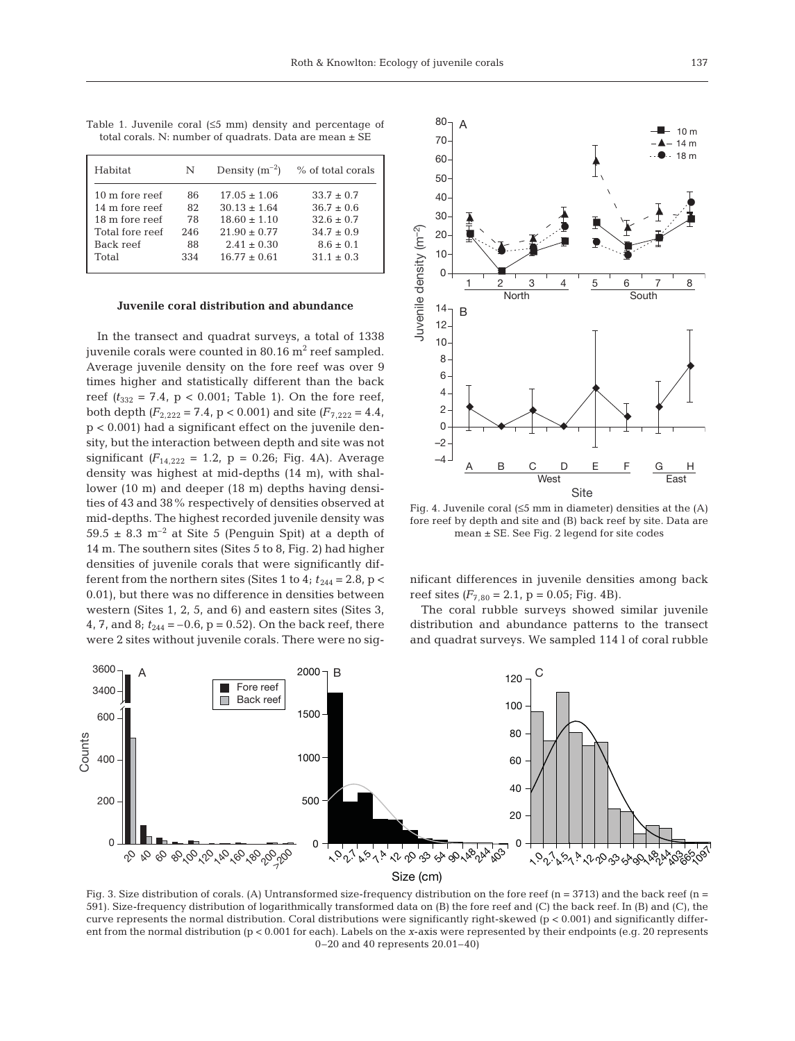Table 1. Juvenile coral (≤5 mm) density and percentage of total corals. N: number of quadrats. Data are mean ± SE

| Habitat | N | Density ($m^{-2}$) | % of total corals |
|---|---|---|---|
| 10 m fore reef | 86 | 17.05 ± 1.06 | 33.7 ± 0.7 |
| 14 m fore reef | 82 | 30.13 ± 1.64 | 36.7 ± 0.6 |
| 18 m fore reef | 78 | 18.60 ± 1.10 | 32.6 ± 0.7 |
| Total fore reef | 246 | 21.90 ± 0.77 | 34.7 ± 0.9 |
| Back reef | 88 | 2.41 ± 0.30 | 8.6 ± 0.1 |
| Total | 334 | 16.77 ± 0.61 | 31.1 ± 0.3 |

### Juvenile coral distribution and abundance

In the transect and quadrat surveys, a total of 1338 juvenile corals were counted in 80.16 $m^2$ reef sampled. Average juvenile density on the fore reef was over 9 times higher and statistically different than the back reef ($t_{332}$ = 7.4, $p < 0.001$; Table 1). On the fore reef, both depth ($F_{2,222}$ = 7.4, $p < 0.001$) and site ($F_{7,222}$ = 4.4, $p < 0.001$) had a significant effect on the juvenile density, but the interaction between depth and site was not significant ($F_{14,222}$ = 1.2, p = 0.26; Fig. 4A). Average density was highest at mid-depths (14 m), with shallower (10 m) and deeper (18 m) depths having densities of 43 and 38% respectively of densities observed at mid-depths. The highest recorded juvenile density was 59.5 ± 8.3 $m^{-2}$ at Site 5 (Penguin Spit) at a depth of 14 m. The southern sites (Sites 5 to 8, Fig. 2) had higher densities of juvenile corals that were significantly different from the northern sites (Sites 1 to 4; $t_{244}$ = 2.8, $p < 0.01$), but there was no difference in densities between western (Sites 1, 2, 5, and 6) and eastern sites (Sites 3, 4, 7, and 8; $t_{244}$ = −0.6, p = 0.52). On the back reef, there were 2 sites without juvenile corals. There were no significant differences in juvenile densities among back reef sites ($F_{7,80}$ = 2.1, p = 0.05; Fig. 4B).

Fig. 4. Juvenile coral (≤5 mm in diameter) densities at the (A) fore reef by depth and site and (B) back reef by site. Data are mean ± SE. See Fig. 2 legend for site codes

The coral rubble surveys showed similar juvenile distribution and abundance patterns to the transect and quadrat surveys. We sampled 114 l of coral rubble

Fig. 3. Size distribution of corals. (A) Untransformed size-frequency distribution on the fore reef (n = 3713) and the back reef (n = 591). Size-frequency distribution of logarithmically transformed data on (B) the fore reef and (C) the back reef. In (B) and (C), the curve represents the normal distribution. Coral distributions were significantly right-skewed ($p < 0.001$) and significantly different from the normal distribution ($p < 0.001$ for each). Labels on the x-axis were represented by their endpoints (e.g. 20 represents 0–20 and 40 represents 20.01–40)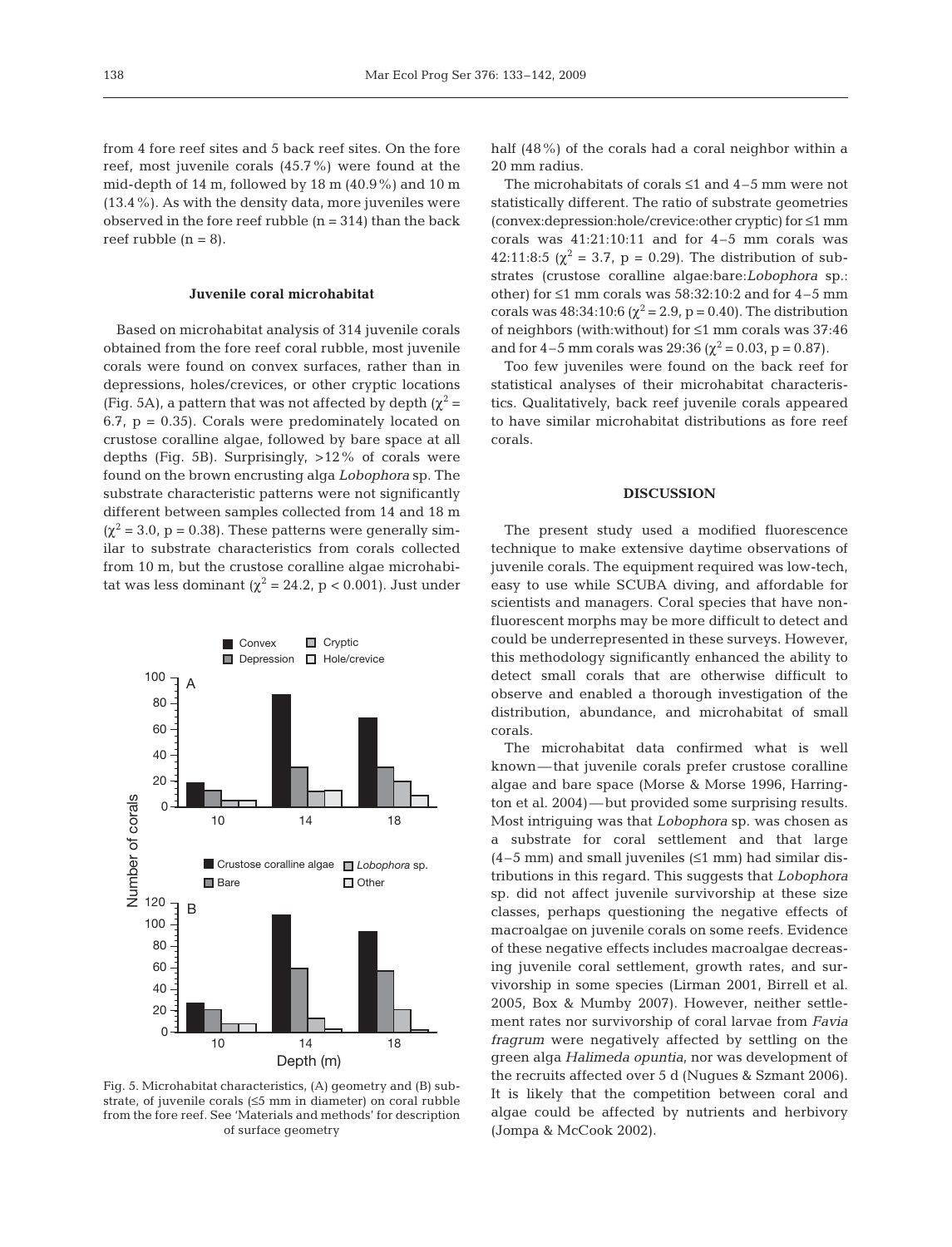from 4 fore reef sites and 5 back reef sites. On the fore reef, most juvenile corals (45.7%) were found at the mid-depth of 14 m, followed by 18 m (40.9%) and 10 m (13.4%). As with the density data, more juveniles were observed in the fore reef rubble (n = 314) than the back reef rubble (n = 8).

### Juvenile coral microhabitat

Based on microhabitat analysis of 314 juvenile corals obtained from the fore reef coral rubble, most juvenile corals were found on convex surfaces, rather than in depressions, holes/crevices, or other cryptic locations (Fig. 5A), a pattern that was not affected by depth ($\chi^2$ = 6.7, p = 0.35). Corals were predominately located on crustose coralline algae, followed by bare space at all depths (Fig. 5B). Surprisingly, >12% of corals were found on the brown encrusting alga *Lobophora* sp. The substrate characteristic patterns were not significantly different between samples collected from 14 and 18 m ($\chi^2$ = 3.0, p = 0.38). These patterns were generally similar to substrate characteristics from corals collected from 10 m, but the crustose coralline algae microhabitat was less dominant ($\chi^2$ = 24.2, p < 0.001). Just under half (48%) of the corals had a coral neighbor within a 20 mm radius.

Fig. 5. Microhabitat characteristics, (A) geometry and (B) substrate, of juvenile corals (≤5 mm in diameter) on coral rubble from the fore reef. See 'Materials and methods' for description of surface geometry

The microhabitats of corals ≤1 and 4–5 mm were not statistically different. The ratio of substrate geometries (convex:depression:hole/crevice:other cryptic) for ≤1 mm corals was 41:21:10:11 and for 4–5 mm corals was 42:11:8:5 ($\chi^2$ = 3.7, p = 0.29). The distribution of substrates (crustose coralline algae:bare:*Lobophora* sp.: other) for ≤1 mm corals was 58:32:10:2 and for 4–5 mm corals was 48:34:10:6 ($\chi^2$ = 2.9, p = 0.40). The distribution of neighbors (with:without) for ≤1 mm corals was 37:46 and for 4–5 mm corals was 29:36 ($\chi^2$ = 0.03, p = 0.87).

Too few juveniles were found on the back reef for statistical analyses of their microhabitat characteristics. Qualitatively, back reef juvenile corals appeared to have similar microhabitat distributions as fore reef corals.

## DISCUSSION

The present study used a modified fluorescence technique to make extensive daytime observations of juvenile corals. The equipment required was low-tech, easy to use while SCUBA diving, and affordable for scientists and managers. Coral species that have non-fluorescent morphs may be more difficult to detect and could be underrepresented in these surveys. However, this methodology significantly enhanced the ability to detect small corals that are otherwise difficult to observe and enabled a thorough investigation of the distribution, abundance, and microhabitat of small corals.

The microhabitat data confirmed what is well known—that juvenile corals prefer crustose coralline algae and bare space (Morse & Morse 1996, Harrington et al. 2004)—but provided some surprising results. Most intriguing was that *Lobophora* sp. was chosen as a substrate for coral settlement and that large (4–5 mm) and small juveniles (≤1 mm) had similar distributions in this regard. This suggests that *Lobophora* sp. did not affect juvenile survivorship at these size classes, perhaps questioning the negative effects of macroalgae on juvenile corals on some reefs. Evidence of these negative effects includes macroalgae decreasing juvenile coral settlement, growth rates, and survivorship in some species (Lirman 2001, Birrell et al. 2005, Box & Mumby 2007). However, neither settlement rates nor survivorship of coral larvae from *Favia fragrum* were negatively affected by settling on the green alga *Halimeda opuntia*, nor was development of the recruits affected over 5 d (Nugues & Szmant 2006). It is likely that the competition between coral and algae could be affected by nutrients and herbivory (Jompa & McCook 2002).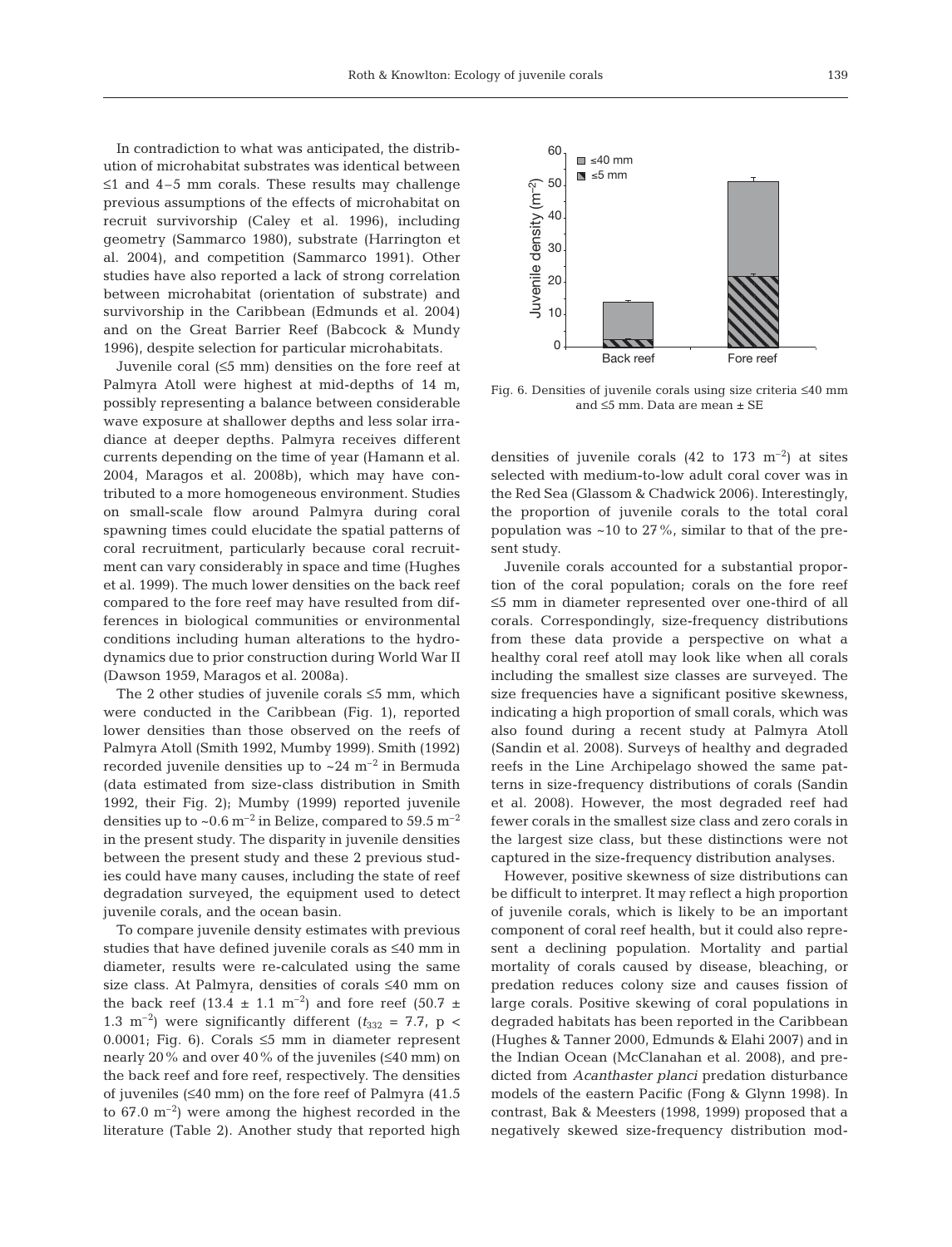In contradiction to what was anticipated, the distribution of microhabitat substrates was identical between ≤1 and 4–5 mm corals. These results may challenge previous assumptions of the effects of microhabitat on recruit survivorship (Caley et al. 1996), including geometry (Sammarco 1980), substrate (Harrington et al. 2004), and competition (Sammarco 1991). Other studies have also reported a lack of strong correlation between microhabitat (orientation of substrate) and survivorship in the Caribbean (Edmunds et al. 2004) and on the Great Barrier Reef (Babcock & Mundy 1996), despite selection for particular microhabitats.

Juvenile coral (≤5 mm) densities on the fore reef at Palmyra Atoll were highest at mid-depths of 14 m, possibly representing a balance between considerable wave exposure at shallower depths and less solar irradiance at deeper depths. Palmyra receives different currents depending on the time of year (Hamann et al. 2004, Maragos et al. 2008b), which may have contributed to a more homogeneous environment. Studies on small-scale flow around Palmyra during coral spawning times could elucidate the spatial patterns of coral recruitment, particularly because coral recruitment can vary considerably in space and time (Hughes et al. 1999). The much lower densities on the back reef compared to the fore reef may have resulted from differences in biological communities or environmental conditions including human alterations to the hydrodynamics due to prior construction during World War II (Dawson 1959, Maragos et al. 2008a).

The 2 other studies of juvenile corals ≤5 mm, which were conducted in the Caribbean (Fig. 1), reported lower densities than those observed on the reefs of Palmyra Atoll (Smith 1992, Mumby 1999). Smith (1992) recorded juvenile densities up to ~24 $m^{-2}$ in Bermuda (data estimated from size-class distribution in Smith 1992, their Fig. 2); Mumby (1999) reported juvenile densities up to ~0.6 $m^{-2}$ in Belize, compared to 59.5 $m^{-2}$ in the present study. The disparity in juvenile densities between the present study and these 2 previous studies could have many causes, including the state of reef degradation surveyed, the equipment used to detect juvenile corals, and the ocean basin.

To compare juvenile density estimates with previous studies that have defined juvenile corals as ≤40 mm in diameter, results were re-calculated using the same size class. At Palmyra, densities of corals ≤40 mm on the back reef (13.4 ± 1.1 $m^{-2}$) and fore reef (50.7 ± 1.3 $m^{-2}$) were significantly different ($t_{332}$ = 7.7, $p <$ 0.0001; Fig. 6). Corals ≤5 mm in diameter represent nearly 20% and over 40% of the juveniles (≤40 mm) on the back reef and fore reef, respectively. The densities of juveniles (≤40 mm) on the fore reef of Palmyra (41.5 to 67.0 $m^{-2}$) were among the highest recorded in the literature (Table 2). Another study that reported high densities of juvenile corals (42 to 173 $m^{-2}$) at sites selected with medium-to-low adult coral cover was in the Red Sea (Glassom & Chadwick 2006). Interestingly, the proportion of juvenile corals to the total coral population was ~10 to 27%, similar to that of the present study.

Fig. 6. Densities of juvenile corals using size criteria ≤40 mm and ≤5 mm. Data are mean ± SE

Juvenile corals accounted for a substantial proportion of the coral population; corals on the fore reef ≤5 mm in diameter represented over one-third of all corals. Correspondingly, size-frequency distributions from these data provide a perspective on what a healthy coral reef atoll may look like when all corals including the smallest size classes are surveyed. The size frequencies have a significant positive skewness, indicating a high proportion of small corals, which was also found during a recent study at Palmyra Atoll (Sandin et al. 2008). Surveys of healthy and degraded reefs in the Line Archipelago showed the same patterns in size-frequency distributions of corals (Sandin et al. 2008). However, the most degraded reef had fewer corals in the smallest size class and zero corals in the largest size class, but these distinctions were not captured in the size-frequency distribution analyses.

However, positive skewness of size distributions can be difficult to interpret. It may reflect a high proportion of juvenile corals, which is likely to be an important component of coral reef health, but it could also represent a declining population. Mortality and partial mortality of corals caused by disease, bleaching, or predation reduces colony size and causes fission of large corals. Positive skewing of coral populations in degraded habitats has been reported in the Caribbean (Hughes & Tanner 2000, Edmunds & Elahi 2007) and in the Indian Ocean (McClanahan et al. 2008), and predicted from *Acanthaster planci* predation disturbance models of the eastern Pacific (Fong & Glynn 1998). In contrast, Bak & Meesters (1998, 1999) proposed that a negatively skewed size-frequency distribution mod-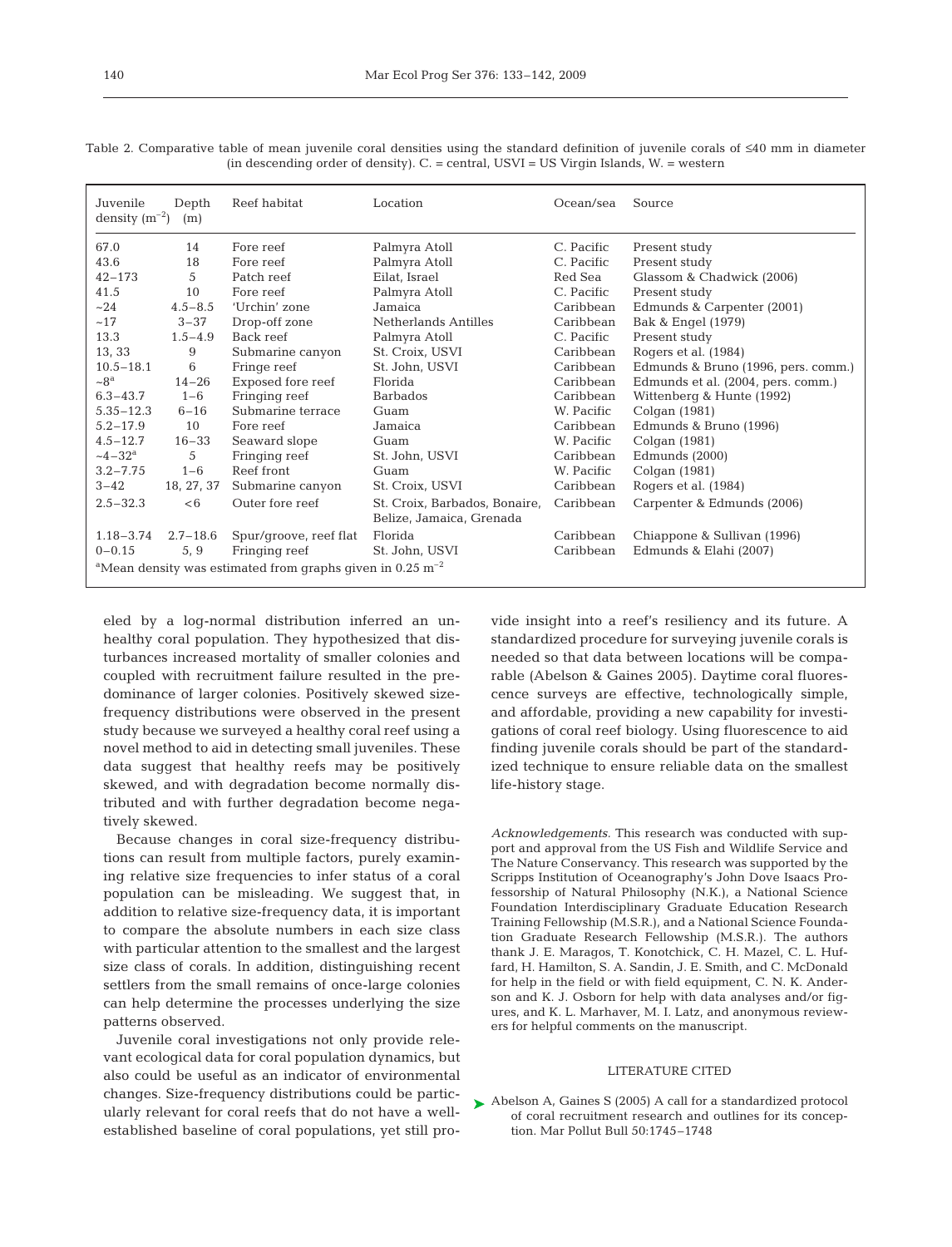Table 2. Comparative table of mean juvenile coral densities using the standard definition of juvenile corals of ≤40 mm in diameter (in descending order of density). C. = central, USVI = US Virgin Islands, W. = western

| Juvenile density ($m^{-2}$) | Depth (m) | Reef habitat | Location | Ocean/sea | Source |
|---|---|---|---|---|---|
| 67.0 | 14 | Fore reef | Palmyra Atoll | C. Pacific | Present study |
| 43.6 | 18 | Fore reef | Palmyra Atoll | C. Pacific | Present study |
| 42–173 | 5 | Patch reef | Eilat, Israel | Red Sea | Glassom & Chadwick (2006) |
| 41.5 | 10 | Fore reef | Palmyra Atoll | C. Pacific | Present study |
| ~24 | 4.5–8.5 | 'Urchin' zone | Jamaica | Caribbean | Edmunds & Carpenter (2001) |
| ~17 | 3–37 | Drop-off zone | Netherlands Antilles | Caribbean | Bak & Engel (1979) |
| 13.3 | 1.5–4.9 | Back reef | Palmyra Atoll | C. Pacific | Present study |
| 13, 33 | 9 | Submarine canyon | St. Croix, USVI | Caribbean | Rogers et al. (1984) |
| 10.5–18.1 | 6 | Fringe reef | St. John, USVI | Caribbean | Edmunds & Bruno (1996, pers. comm.) |
| ~8[a] | 14–26 | Exposed fore reef | Florida | Caribbean | Edmunds et al. (2004, pers. comm.) |
| 6.3–43.7 | 1–6 | Fringing reef | Barbados | Caribbean | Wittenberg & Hunte (1992) |
| 5.35–12.3 | 6–16 | Submarine terrace | Guam | W. Pacific | Colgan (1981) |
| 5.2–17.9 | 10 | Fore reef | Jamaica | Caribbean | Edmunds & Bruno (1996) |
| 4.5–12.7 | 16–33 | Seaward slope | Guam | W. Pacific | Colgan (1981) |
| ~4–32[a] | 5 | Fringing reef | St. John, USVI | Caribbean | Edmunds (2000) |
| 3.2–7.75 | 1–6 | Reef front | Guam | W. Pacific | Colgan (1981) |
| 3–42 | 18, 27, 37 | Submarine canyon | St. Croix, USVI | Caribbean | Rogers et al. (1984) |
| 2.5–32.3 | <6 | Outer fore reef | St. Croix, Barbados, Bonaire, Belize, Jamaica, Grenada | Caribbean | Carpenter & Edmunds (2006) |
| 1.18–3.74 | 2.7–18.6 | Spur/groove, reef flat | Florida | Caribbean | Chiappone & Sullivan (1996) |
| 0–0.15 | 5, 9 | Fringing reef | St. John, USVI | Caribbean | Edmunds & Elahi (2007) |

[a]Mean density was estimated from graphs given in 0.25 $m^{-2}$

eled by a log-normal distribution inferred an unhealthy coral population. They hypothesized that disturbances increased mortality of smaller colonies and coupled with recruitment failure resulted in the predominance of larger colonies. Positively skewed size-frequency distributions were observed in the present study because we surveyed a healthy coral reef using a novel method to aid in detecting small juveniles. These data suggest that healthy reefs may be positively skewed, and with degradation become normally distributed and with further degradation become negatively skewed.

Because changes in coral size-frequency distributions can result from multiple factors, purely examining relative size frequencies to infer status of a coral population can be misleading. We suggest that, in addition to relative size-frequency data, it is important to compare the absolute numbers in each size class with particular attention to the smallest and the largest size class of corals. In addition, distinguishing recent settlers from the small remains of once-large colonies can help determine the processes underlying the size patterns observed.

Juvenile coral investigations not only provide relevant ecological data for coral population dynamics, but also could be useful as an indicator of environmental changes. Size-frequency distributions could be particularly relevant for coral reefs that do not have a well-established baseline of coral populations, yet still provide insight into a reef's resiliency and its future. A standardized procedure for surveying juvenile corals is needed so that data between locations will be comparable (Abelson & Gaines 2005). Daytime coral fluorescence surveys are effective, technologically simple, and affordable, providing a new capability for investigations of coral reef biology. Using fluorescence to aid finding juvenile corals should be part of the standardized technique to ensure reliable data on the smallest life-history stage.

*Acknowledgements.* This research was conducted with support and approval from the US Fish and Wildlife Service and The Nature Conservancy. This research was supported by the Scripps Institution of Oceanography's John Dove Isaacs Professorship of Natural Philosophy (N.K.), a National Science Foundation Interdisciplinary Graduate Education Research Training Fellowship (M.S.R.), and a National Science Foundation Graduate Research Fellowship (M.S.R.). The authors thank J. E. Maragos, T. Konotchick, C. H. Mazel, C. L. Huffard, H. Hamilton, S. A. Sandin, J. E. Smith, and C. McDonald for help in the field or with field equipment, C. N. K. Anderson and K. J. Osborn for help with data analyses and/or figures, and K. L. Marhaver, M. I. Latz, and anonymous reviewers for helpful comments on the manuscript.

## LITERATURE CITED

Abelson A, Gaines S (2005) A call for a standardized protocol of coral recruitment research and outlines for its conception. Mar Pollut Bull 50:1745–1748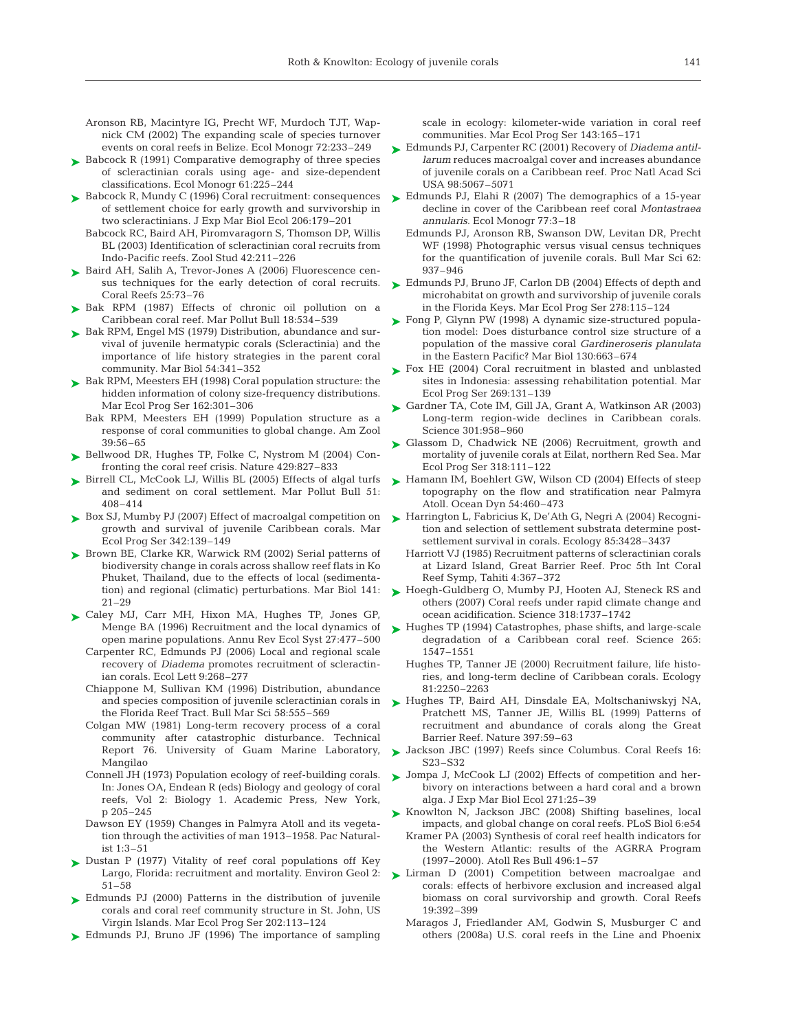Aronson RB, Macintyre IG, Precht WF, Murdoch TJT, Wapnick CM (2002) The expanding scale of species turnover events on coral reefs in Belize. Ecol Monogr 72:233–249

Babcock R (1991) Comparative demography of three species of scleractinian corals using age- and size-dependent classifications. Ecol Monogr 61:225–244

Babcock R, Mundy C (1996) Coral recruitment: consequences of settlement choice for early growth and survivorship in two scleractinians. J Exp Mar Biol Ecol 206:179–201

Babcock RC, Baird AH, Piromvaragorn S, Thomson DP, Willis BL (2003) Identification of scleractinian coral recruits from Indo-Pacific reefs. Zool Stud 42:211–226

Baird AH, Salih A, Trevor-Jones A (2006) Fluorescence census techniques for the early detection of coral recruits. Coral Reefs 25:73–76

Bak RPM (1987) Effects of chronic oil pollution on a Caribbean coral reef. Mar Pollut Bull 18:534–539

Bak RPM, Engel MS (1979) Distribution, abundance and survival of juvenile hermatypic corals (Scleractinia) and the importance of life history strategies in the parent coral community. Mar Biol 54:341–352

Bak RPM, Meesters EH (1998) Coral population structure: the hidden information of colony size-frequency distributions. Mar Ecol Prog Ser 162:301–306

Bak RPM, Meesters EH (1999) Population structure as a response of coral communities to global change. Am Zool 39:56–65

Bellwood DR, Hughes TP, Folke C, Nystrom M (2004) Confronting the coral reef crisis. Nature 429:827–833

Birrell CL, McCook LJ, Willis BL (2005) Effects of algal turfs and sediment on coral settlement. Mar Pollut Bull 51: 408–414

Box SJ, Mumby PJ (2007) Effect of macroalgal competition on growth and survival of juvenile Caribbean corals. Mar Ecol Prog Ser 342:139–149

Brown BE, Clarke KR, Warwick RM (2002) Serial patterns of biodiversity change in corals across shallow reef flats in Ko Phuket, Thailand, due to the effects of local (sedimentation) and regional (climatic) perturbations. Mar Biol 141: 21–29

Caley MJ, Carr MH, Hixon MA, Hughes TP, Jones GP, Menge BA (1996) Recruitment and the local dynamics of open marine populations. Annu Rev Ecol Syst 27:477–500

Carpenter RC, Edmunds PJ (2006) Local and regional scale recovery of *Diadema* promotes recruitment of scleractinian corals. Ecol Lett 9:268–277

Chiappone M, Sullivan KM (1996) Distribution, abundance and species composition of juvenile scleractinian corals in the Florida Reef Tract. Bull Mar Sci 58:555–569

Colgan MW (1981) Long-term recovery process of a coral community after catastrophic disturbance. Technical Report 76. University of Guam Marine Laboratory, Mangilao

Connell JH (1973) Population ecology of reef-building corals. In: Jones OA, Endean R (eds) Biology and geology of coral reefs, Vol 2: Biology 1. Academic Press, New York, p 205–245

Dawson EY (1959) Changes in Palmyra Atoll and its vegetation through the activities of man 1913–1958. Pac Naturalist 1:3–51

Dustan P (1977) Vitality of reef coral populations off Key Largo, Florida: recruitment and mortality. Environ Geol 2: 51–58

Edmunds PJ (2000) Patterns in the distribution of juvenile corals and coral reef community structure in St. John, US Virgin Islands. Mar Ecol Prog Ser 202:113–124

Edmunds PJ, Bruno JF (1996) The importance of sampling scale in ecology: kilometer-wide variation in coral reef communities. Mar Ecol Prog Ser 143:165–171

Edmunds PJ, Carpenter RC (2001) Recovery of *Diadema antillarum* reduces macroalgal cover and increases abundance of juvenile corals on a Caribbean reef. Proc Natl Acad Sci USA 98:5067–5071

Edmunds PJ, Elahi R (2007) The demographics of a 15-year decline in cover of the Caribbean reef coral *Montastraea annularis*. Ecol Monogr 77:3–18

Edmunds PJ, Aronson RB, Swanson DW, Levitan DR, Precht WF (1998) Photographic versus visual census techniques for the quantification of juvenile corals. Bull Mar Sci 62: 937–946

Edmunds PJ, Bruno JF, Carlon DB (2004) Effects of depth and microhabitat on growth and survivorship of juvenile corals in the Florida Keys. Mar Ecol Prog Ser 278:115–124

Fong P, Glynn PW (1998) A dynamic size-structured population model: Does disturbance control size structure of a population of the massive coral *Gardineroseris planulata* in the Eastern Pacific? Mar Biol 130:663–674

Fox HE (2004) Coral recruitment in blasted and unblasted sites in Indonesia: assessing rehabilitation potential. Mar Ecol Prog Ser 269:131–139

Gardner TA, Cote IM, Gill JA, Grant A, Watkinson AR (2003) Long-term region-wide declines in Caribbean corals. Science 301:958–960

Glassom D, Chadwick NE (2006) Recruitment, growth and mortality of juvenile corals at Eilat, northern Red Sea. Mar Ecol Prog Ser 318:111–122

Hamann IM, Boehlert GW, Wilson CD (2004) Effects of steep topography on the flow and stratification near Palmyra Atoll. Ocean Dyn 54:460–473

Harrington L, Fabricius K, De'Ath G, Negri A (2004) Recognition and selection of settlement substrata determine post-settlement survival in corals. Ecology 85:3428–3437

Harriott VJ (1985) Recruitment patterns of scleractinian corals at Lizard Island, Great Barrier Reef. Proc 5th Int Coral Reef Symp, Tahiti 4:367–372

Hoegh-Guldberg O, Mumby PJ, Hooten AJ, Steneck RS and others (2007) Coral reefs under rapid climate change and ocean acidification. Science 318:1737–1742

Hughes TP (1994) Catastrophes, phase shifts, and large-scale degradation of a Caribbean coral reef. Science 265: 1547–1551

Hughes TP, Tanner JE (2000) Recruitment failure, life histories, and long-term decline of Caribbean corals. Ecology 81:2250–2263

Hughes TP, Baird AH, Dinsdale EA, Moltschaniwskyj NA, Pratchett MS, Tanner JE, Willis BL (1999) Patterns of recruitment and abundance of corals along the Great Barrier Reef. Nature 397:59–63

Jackson JBC (1997) Reefs since Columbus. Coral Reefs 16: S23–S32

Jompa J, McCook LJ (2002) Effects of competition and herbivory on interactions between a hard coral and a brown alga. J Exp Mar Biol Ecol 271:25–39

Knowlton N, Jackson JBC (2008) Shifting baselines, local impacts, and global change on coral reefs. PLoS Biol 6:e54

Kramer PA (2003) Synthesis of coral reef health indicators for the Western Atlantic: results of the AGRRA Program (1997–2000). Atoll Res Bull 496:1–57

Lirman D (2001) Competition between macroalgae and corals: effects of herbivore exclusion and increased algal biomass on coral survivorship and growth. Coral Reefs 19:392–399

Maragos J, Friedlander AM, Godwin S, Musburger C and others (2008a) U.S. coral reefs in the Line and Phoenix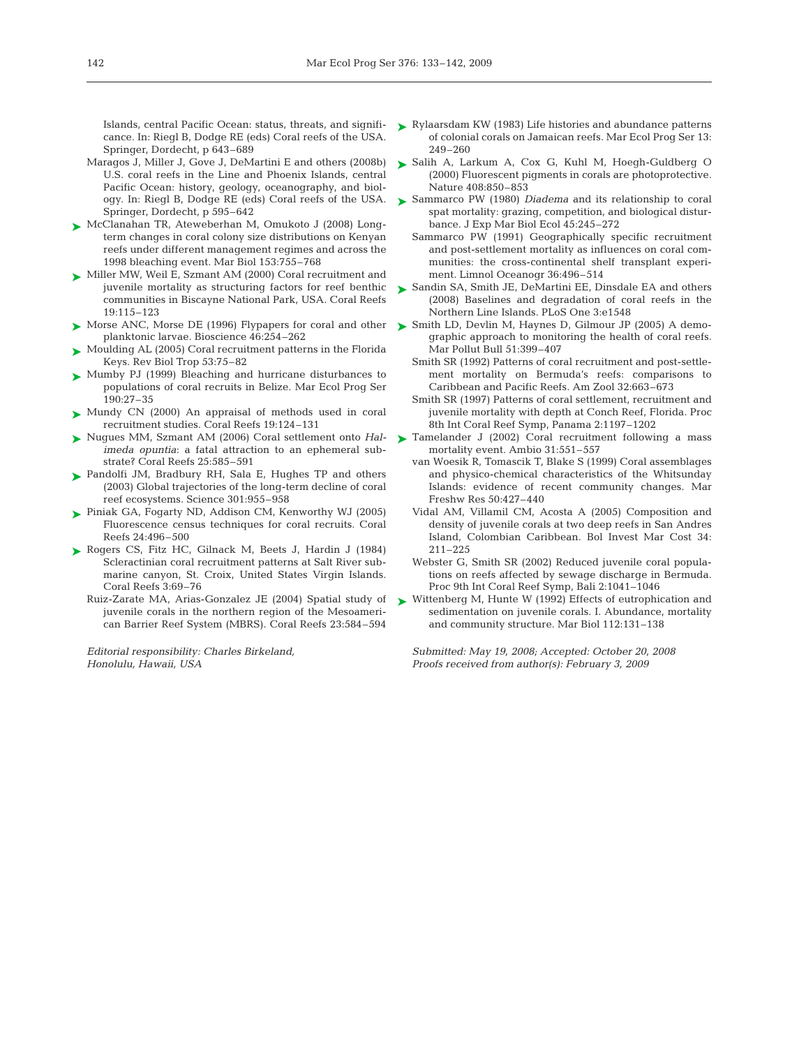Islands, central Pacific Ocean: status, threats, and significance. In: Riegl B, Dodge RE (eds) Coral reefs of the USA. Springer, Dordecht, p 643–689

Maragos J, Miller J, Gove J, DeMartini E and others (2008b) U.S. coral reefs in the Line and Phoenix Islands, central Pacific Ocean: history, geology, oceanography, and biology. In: Riegl B, Dodge RE (eds) Coral reefs of the USA. Springer, Dordecht, p 595–642

McClanahan TR, Ateweberhan M, Omukoto J (2008) Long-term changes in coral colony size distributions on Kenyan reefs under different management regimes and across the 1998 bleaching event. Mar Biol 153:755–768

Miller MW, Weil E, Szmant AM (2000) Coral recruitment and juvenile mortality as structuring factors for reef benthic communities in Biscayne National Park, USA. Coral Reefs 19:115–123

Morse ANC, Morse DE (1996) Flypapers for coral and other planktonic larvae. Bioscience 46:254–262

Moulding AL (2005) Coral recruitment patterns in the Florida Keys. Rev Biol Trop 53:75–82

Mumby PJ (1999) Bleaching and hurricane disturbances to populations of coral recruits in Belize. Mar Ecol Prog Ser 190:27–35

Mundy CN (2000) An appraisal of methods used in coral recruitment studies. Coral Reefs 19:124–131

Nugues MM, Szmant AM (2006) Coral settlement onto *Halimeda opuntia*: a fatal attraction to an ephemeral substrate? Coral Reefs 25:585–591

Pandolfi JM, Bradbury RH, Sala E, Hughes TP and others (2003) Global trajectories of the long-term decline of coral reef ecosystems. Science 301:955–958

Piniak GA, Fogarty ND, Addison CM, Kenworthy WJ (2005) Fluorescence census techniques for coral recruits. Coral Reefs 24:496–500

Rogers CS, Fitz HC, Gilnack M, Beets J, Hardin J (1984) Scleractinian coral recruitment patterns at Salt River submarine canyon, St. Croix, United States Virgin Islands. Coral Reefs 3:69–76

Ruiz-Zarate MA, Arias-Gonzalez JE (2004) Spatial study of juvenile corals in the northern region of the Mesoamerican Barrier Reef System (MBRS). Coral Reefs 23:584–594

Rylaarsdam KW (1983) Life histories and abundance patterns of colonial corals on Jamaican reefs. Mar Ecol Prog Ser 13: 249–260

Salih A, Larkum A, Cox G, Kuhl M, Hoegh-Guldberg O (2000) Fluorescent pigments in corals are photoprotective. Nature 408:850–853

Sammarco PW (1980) *Diadema* and its relationship to coral spat mortality: grazing, competition, and biological disturbance. J Exp Mar Biol Ecol 45:245–272

Sammarco PW (1991) Geographically specific recruitment and post-settlement mortality as influences on coral communities: the cross-continental shelf transplant experiment. Limnol Oceanogr 36:496–514

Sandin SA, Smith JE, DeMartini EE, Dinsdale EA and others (2008) Baselines and degradation of coral reefs in the Northern Line Islands. PLoS One 3:e1548

Smith LD, Devlin M, Haynes D, Gilmour JP (2005) A demographic approach to monitoring the health of coral reefs. Mar Pollut Bull 51:399–407

Smith SR (1992) Patterns of coral recruitment and post-settlement mortality on Bermuda's reefs: comparisons to Caribbean and Pacific Reefs. Am Zool 32:663–673

Smith SR (1997) Patterns of coral settlement, recruitment and juvenile mortality with depth at Conch Reef, Florida. Proc 8th Int Coral Reef Symp, Panama 2:1197–1202

Tamelander J (2002) Coral recruitment following a mass mortality event. Ambio 31:551–557

van Woesik R, Tomascik T, Blake S (1999) Coral assemblages and physico-chemical characteristics of the Whitsunday Islands: evidence of recent community changes. Mar Freshw Res 50:427–440

Vidal AM, Villamil CM, Acosta A (2005) Composition and density of juvenile corals at two deep reefs in San Andres Island, Colombian Caribbean. Bol Invest Mar Cost 34: 211–225

Webster G, Smith SR (2002) Reduced juvenile coral populations on reefs affected by sewage discharge in Bermuda. Proc 9th Int Coral Reef Symp, Bali 2:1041–1046

Wittenberg M, Hunte W (1992) Effects of eutrophication and sedimentation on juvenile corals. I. Abundance, mortality and community structure. Mar Biol 112:131–138

*Editorial responsibility: Charles Birkeland, Honolulu, Hawaii, USA*

*Submitted: May 19, 2008; Accepted: October 20, 2008*
*Proofs received from author(s): February 3, 2009*